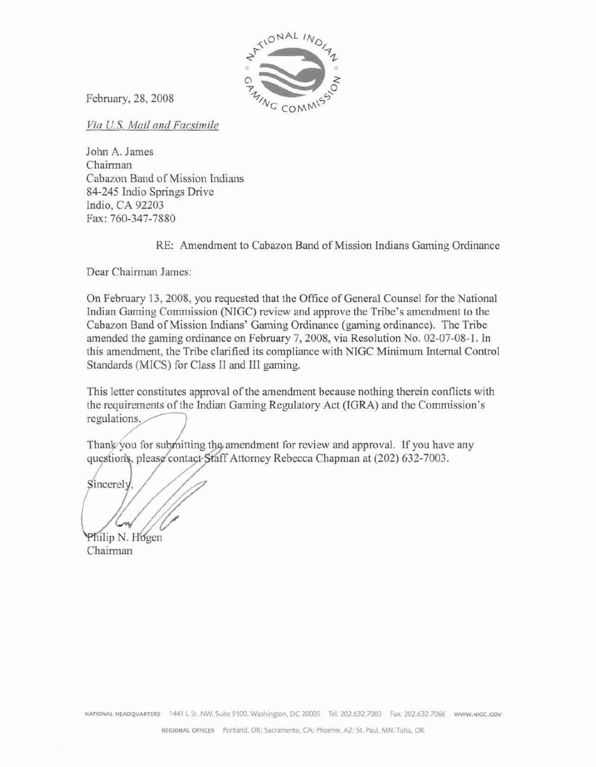February, 28, 2008

*Via U.S. Mail and Facsimile*

John A. James
Chairman
Cabazon Band of Mission Indians
84-245 Indio Springs Drive
Indio, CA 92203
Fax: 760-347-7880

RE: Amendment to Cabazon Band of Mission Indians Gaming Ordinance

Dear Chairman James:

On February 13, 2008, you requested that the Office of General Counsel for the National Indian Gaming Commission (NIGC) review and approve the Tribe's amendment to the Cabazon Band of Mission Indians' Gaming Ordinance (gaming ordinance). The Tribe amended the gaming ordinance on February 7, 2008, via Resolution No. 02-07-08-1. In this amendment, the Tribe clarified its compliance with NIGC Minimum Internal Control Standards (MICS) for Class II and III gaming.

This letter constitutes approval of the amendment because nothing therein conflicts with the requirements of the Indian Gaming Regulatory Act (IGRA) and the Commission's regulations.

Thank you for submitting the amendment for review and approval. If you have any questions, please contact Staff Attorney Rebecca Chapman at (202) 632-7003.

Sincerely,

Philip N. Hogen
Chairman

NATIONAL HEADQUARTERS 1441 L St. NW, Suite 9100, Washington, DC 20005 Tel: 202.632.7003 Fax: 202.632.7066 WWW.NIGC.GOV

REGIONAL OFFICES Portland, OR; Sacramento, CA; Phoenix, AZ; St. Paul, MN; Tulsa, OK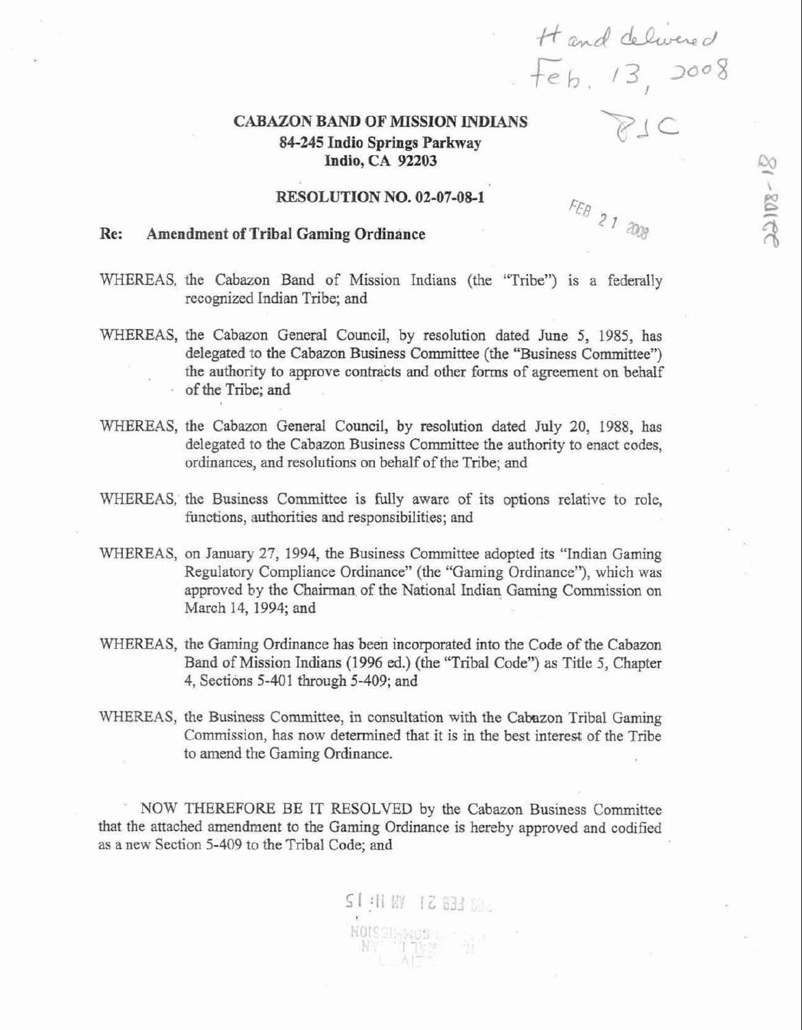Hand delivered Feb. 13, 2008

RJC

FEB 21 2008

**CABAZON BAND OF MISSION INDIANS**
**84-245 Indio Springs Parkway**
**Indio, CA 92203**

**RESOLUTION NO. 02-07-08-1**

**Re: Amendment of Tribal Gaming Ordinance**

WHEREAS, the Cabazon Band of Mission Indians (the "Tribe") is a federally recognized Indian Tribe; and

WHEREAS, the Cabazon General Council, by resolution dated June 5, 1985, has delegated to the Cabazon Business Committee (the "Business Committee") the authority to approve contracts and other forms of agreement on behalf of the Tribe; and

WHEREAS, the Cabazon General Council, by resolution dated July 20, 1988, has delegated to the Cabazon Business Committee the authority to enact codes, ordinances, and resolutions on behalf of the Tribe; and

WHEREAS, the Business Committee is fully aware of its options relative to role, functions, authorities and responsibilities; and

WHEREAS, on January 27, 1994, the Business Committee adopted its "Indian Gaming Regulatory Compliance Ordinance" (the "Gaming Ordinance"), which was approved by the Chairman of the National Indian Gaming Commission on March 14, 1994; and

WHEREAS, the Gaming Ordinance has been incorporated into the Code of the Cabazon Band of Mission Indians (1996 ed.) (the "Tribal Code") as Title 5, Chapter 4, Sections 5-401 through 5-409; and

WHEREAS, the Business Committee, in consultation with the Cabazon Tribal Gaming Commission, has now determined that it is in the best interest of the Tribe to amend the Gaming Ordinance.

NOW THEREFORE BE IT RESOLVED by the Cabazon Business Committee that the attached amendment to the Gaming Ordinance is hereby approved and codified as a new Section 5-409 to the Tribal Code; and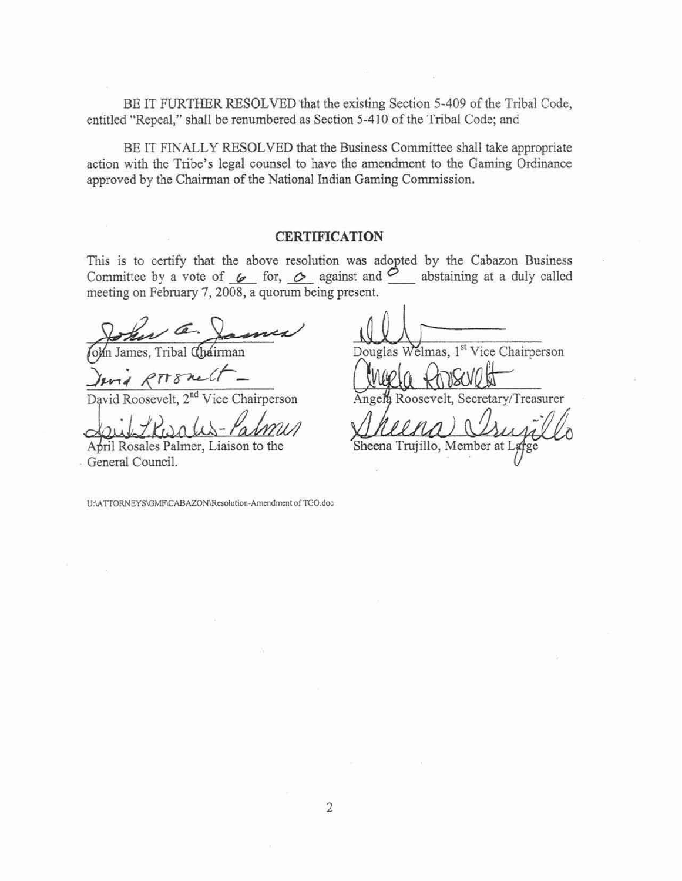BE IT FURTHER RESOLVED that the existing Section 5-409 of the Tribal Code, entitled "Repeal," shall be renumbered as Section 5-410 of the Tribal Code; and

BE IT FINALLY RESOLVED that the Business Committee shall take appropriate action with the Tribe's legal counsel to have the amendment to the Gaming Ordinance approved by the Chairman of the National Indian Gaming Commission.

## CERTIFICATION

This is to certify that the above resolution was adopted by the Cabazon Business Committee by a vote of 6 for, 0 against and 0 abstaining at a duly called meeting on February 7, 2008, a quorum being present.

John James, Tribal Chairman

Douglas Welmas, 1st Vice Chairperson

David Roosevelt, 2nd Vice Chairperson

Angela Roosevelt, Secretary/Treasurer

April Rosales Palmer, Liaison to the General Council.

Sheena Trujillo, Member at Large

U:\ATTORNEYS\GMF\CABAZON\Resolution-Amendment of TGO.doc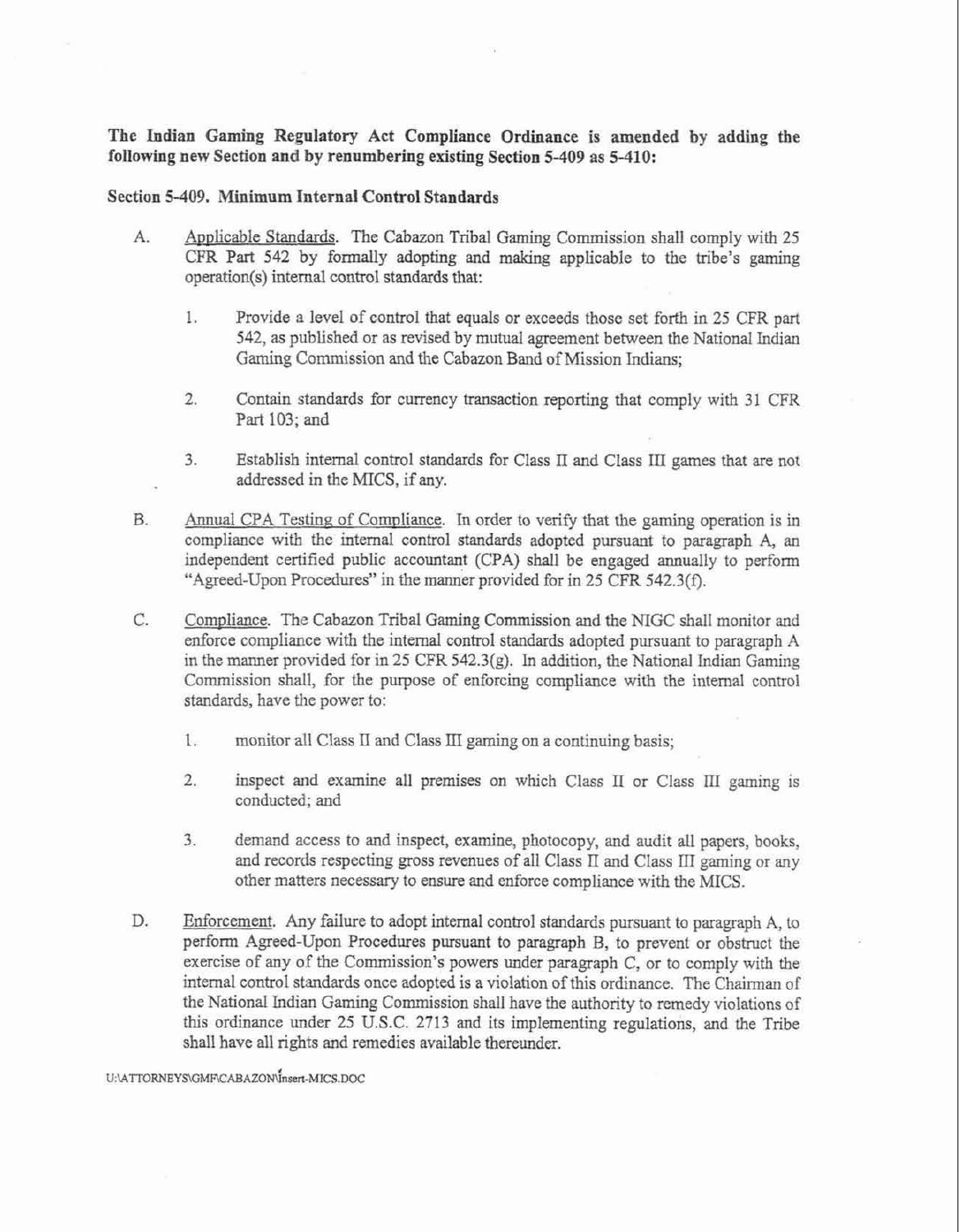**The Indian Gaming Regulatory Act Compliance Ordinance is amended by adding the following new Section and by renumbering existing Section 5-409 as 5-410:**

**Section 5-409. Minimum Internal Control Standards**

A. Applicable Standards. The Cabazon Tribal Gaming Commission shall comply with 25 CFR Part 542 by formally adopting and making applicable to the tribe's gaming operation(s) internal control standards that:

 1. Provide a level of control that equals or exceeds those set forth in 25 CFR part 542, as published or as revised by mutual agreement between the National Indian Gaming Commission and the Cabazon Band of Mission Indians;

 2. Contain standards for currency transaction reporting that comply with 31 CFR Part 103; and

 3. Establish internal control standards for Class II and Class III games that are not addressed in the MICS, if any.

B. Annual CPA Testing of Compliance. In order to verify that the gaming operation is in compliance with the internal control standards adopted pursuant to paragraph A, an independent certified public accountant (CPA) shall be engaged annually to perform "Agreed-Upon Procedures" in the manner provided for in 25 CFR 542.3(f).

C. Compliance. The Cabazon Tribal Gaming Commission and the NIGC shall monitor and enforce compliance with the internal control standards adopted pursuant to paragraph A in the manner provided for in 25 CFR 542.3(g). In addition, the National Indian Gaming Commission shall, for the purpose of enforcing compliance with the internal control standards, have the power to:

 1. monitor all Class II and Class III gaming on a continuing basis;

 2. inspect and examine all premises on which Class II or Class III gaming is conducted; and

 3. demand access to and inspect, examine, photocopy, and audit all papers, books, and records respecting gross revenues of all Class II and Class III gaming or any other matters necessary to ensure and enforce compliance with the MICS.

D. Enforcement. Any failure to adopt internal control standards pursuant to paragraph A, to perform Agreed-Upon Procedures pursuant to paragraph B, to prevent or obstruct the exercise of any of the Commission's powers under paragraph C, or to comply with the internal control standards once adopted is a violation of this ordinance. The Chairman of the National Indian Gaming Commission shall have the authority to remedy violations of this ordinance under 25 U.S.C. 2713 and its implementing regulations, and the Tribe shall have all rights and remedies available thereunder.

U:\ATTORNEYS\GMF\CABAZON\Insert-MICS.DOC